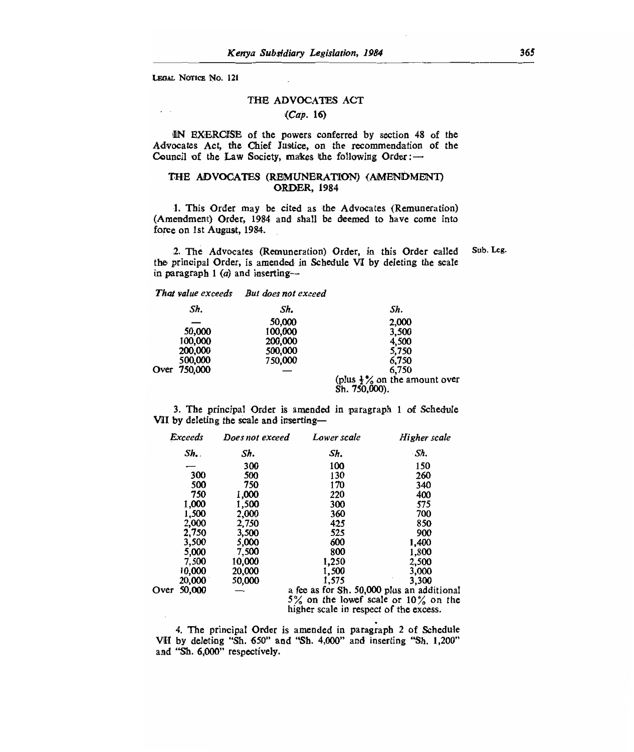LEGAL NOTICE No. 121

# THE ADVOCATES ACT

*(Cap. 16)*

IN EXERCISE of the powers conferred by section 48 of the Advocates Act, the Chief Justice, on the recommendation of the Council of the Law Society, makes the following Order:—

## THE ADVOCATES (REMUNERATION) (AMENDMENT) ORDER, 1984

1. This Order may be cited as the Advocates (Remuneration) (Amendment) Order, 1984 and shall be deemed to have come into force on 1st August, 1984.

2. The Advocates (Remuneration) Order, in this Order called the principal Order, is amended in Schedule VI by deleting the scale in paragraph 1 (*a*) and inserting— Sub. Leg.

| *That value exceeds* | *But does not exceed* | |
|---|---|---|
| *Sh.* | *Sh.* | *Sh.* |
| — | 50,000 | 2,000 |
| 50,000 | 100,000 | 3,500 |
| 100,000 | 200,000 | 4,500 |
| 200,000 | 500,000 | 5,750 |
| 500,000 | 750,000 | 6,750 |
| Over 750,000 | — | 6,750 (plus ½% on the amount over Sh. 750,000). |

3. The principal Order is amended in paragraph 1 of Schedule VII by deleting the scale and inserting—

| *Exceeds* | *Does not exceed* | *Lower scale* | *Higher scale* |
|---|---|---|---|
| *Sh.* | *Sh.* | *Sh.* | *Sh.* |
| — | 300 | 100 | 150 |
| 300 | 500 | 130 | 260 |
| 500 | 750 | 170 | 340 |
| 750 | 1,000 | 220 | 400 |
| 1,000 | 1,500 | 300 | 575 |
| 1,500 | 2,000 | 360 | 700 |
| 2,000 | 2,750 | 425 | 850 |
| 2,750 | 3,500 | 525 | 900 |
| 3,500 | 5,000 | 600 | 1,400 |
| 5,000 | 7,500 | 800 | 1,800 |
| 7,500 | 10,000 | 1,250 | 2,500 |
| 10,000 | 20,000 | 1,500 | 3,000 |
| 20,000 | 50,000 | 1,575 | 3,300 |
| Over 50,000 | — | a fee as for Sh. 50,000 plus an additional 5% on the lowef scale or 10% on the higher scale in respect of the excess. | |

4. The principal Order is amended in paragraph 2 of Schedule VII by deleting "Sh. 650" and "Sh. 4,000" and inserting "Sh. 1,200" and "Sh. 6,000" respectively.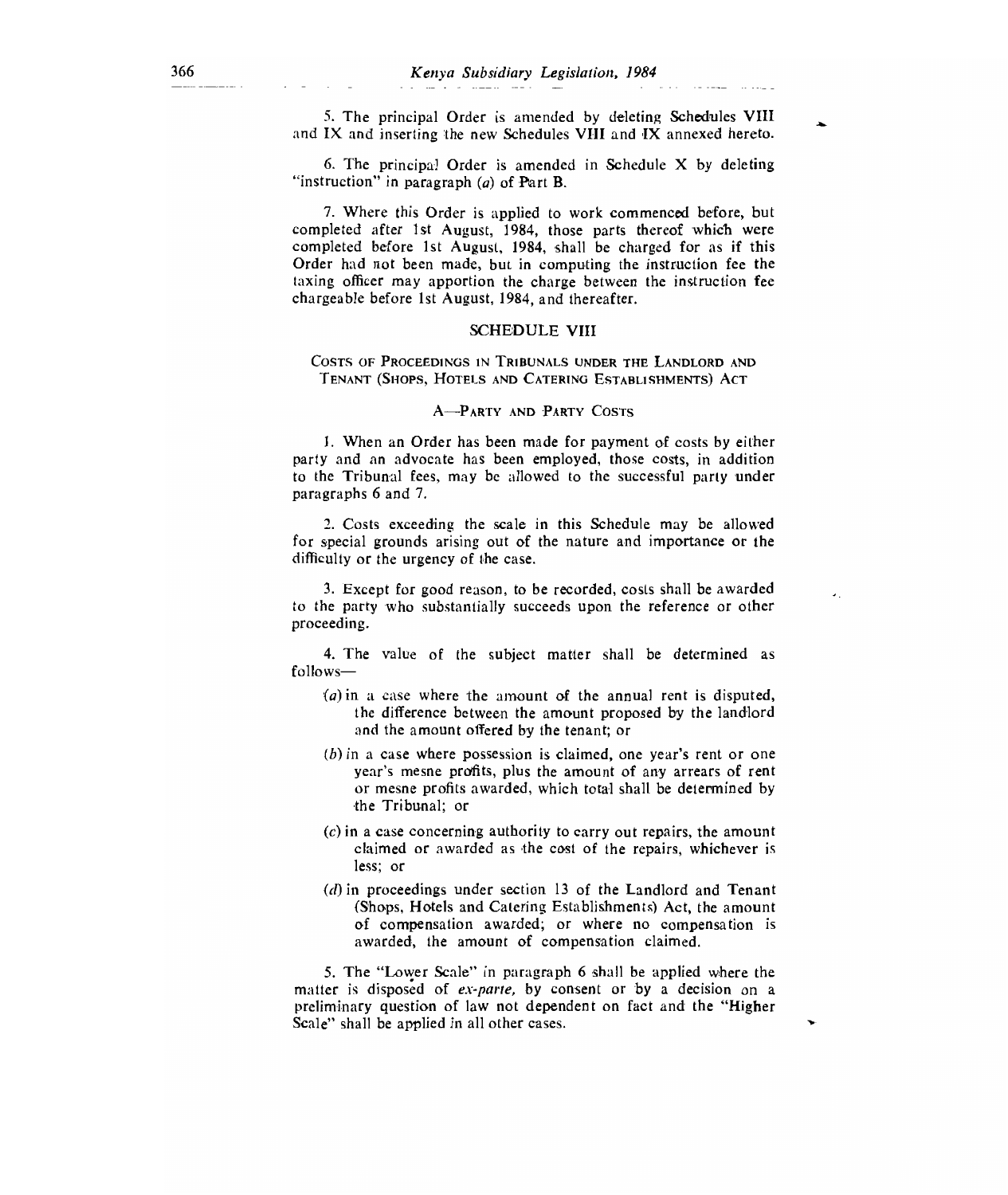5. The principal Order is amended by deleting Schedules VIII and IX and inserting the new Schedules VIII and IX annexed hereto.

6. The principal Order is amended in Schedule X by deleting "instruction" in paragraph (*a*) of Part B.

7. Where this Order is applied to work commenced before, but completed after 1st August, 1984, those parts thereof which were completed before 1st August, 1984, shall be charged for as if this Order had not been made, but in computing the instruction fee the taxing officer may apportion the charge between the instruction fee chargeable before 1st August, 1984, and thereafter.

## SCHEDULE VIII

### COSTS OF PROCEEDINGS IN TRIBUNALS UNDER THE LANDLORD AND TENANT (SHOPS, HOTELS AND CATERING ESTABLISHMENTS) ACT

#### A—PARTY AND PARTY COSTS

1. When an Order has been made for payment of costs by either party and an advocate has been employed, those costs, in addition to the Tribunal fees, may be allowed to the successful party under paragraphs 6 and 7.

2. Costs exceeding the scale in this Schedule may be allowed for special grounds arising out of the nature and importance or the difficulty or the urgency of the case.

3. Except for good reason, to be recorded, costs shall be awarded to the party who substantially succeeds upon the reference or other proceeding.

4. The value of the subject matter shall be determined as follows—

(*a*) in a case where the amount of the annual rent is disputed, the difference between the amount proposed by the landlord and the amount offered by the tenant; or

(*b*) in a case where possession is claimed, one year's rent or one year's mesne profits, plus the amount of any arrears of rent or mesne profits awarded, which total shall be determined by the Tribunal; or

(*c*) in a case concerning authority to carry out repairs, the amount claimed or awarded as the cost of the repairs, whichever is less; or

(*d*) in proceedings under section 13 of the Landlord and Tenant (Shops, Hotels and Catering Establishments) Act, the amount of compensation awarded; or where no compensation is awarded, the amount of compensation claimed.

5. The "Lower Scale" in paragraph 6 shall be applied where the matter is disposed of *ex-parte*, by consent or by a decision on a preliminary question of law not dependent on fact and the "Higher Scale" shall be applied in all other cases.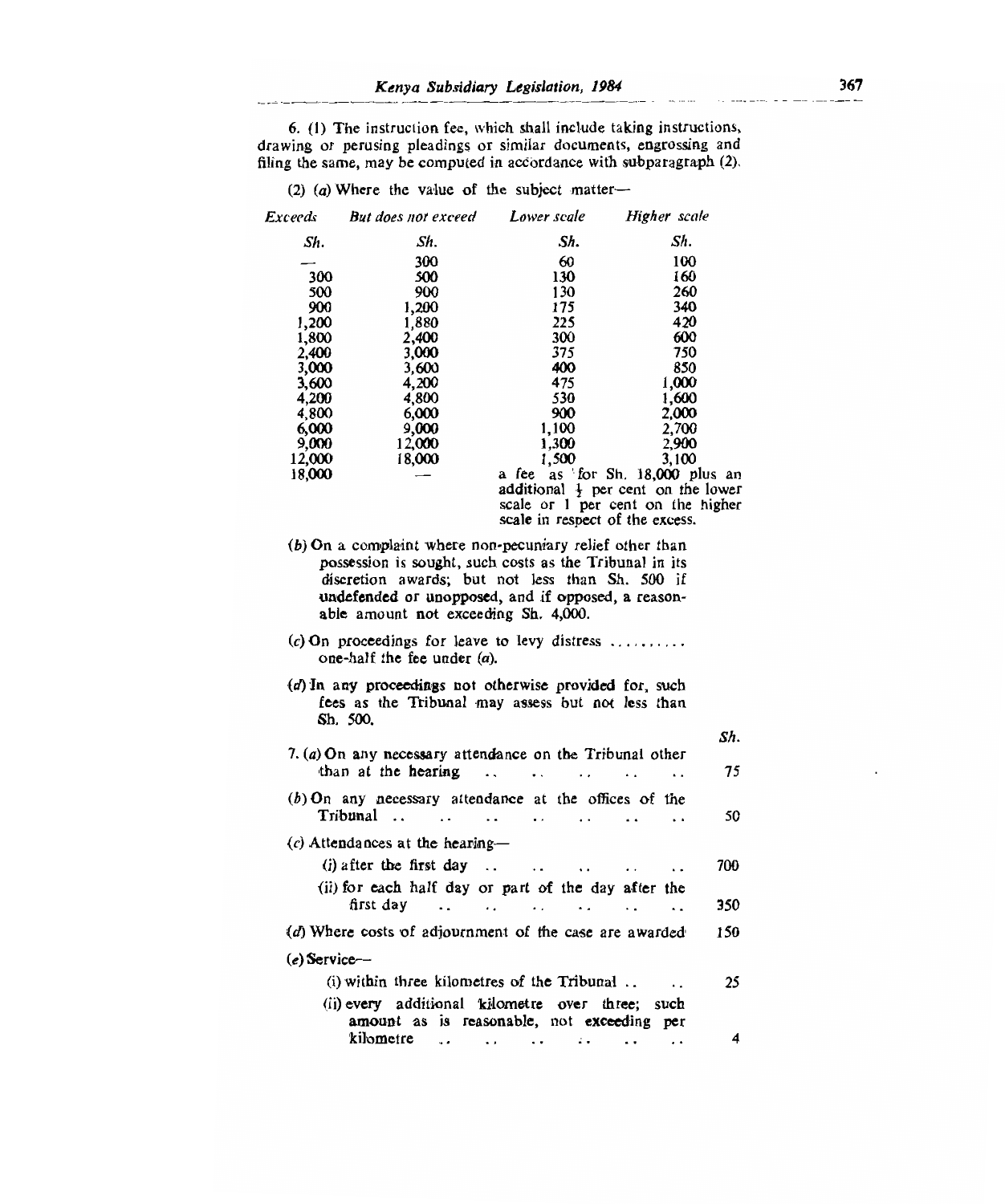6. (1) The instruction fee, which shall include taking instructions, drawing or perusing pleadings or similar documents, engrossing and filing the same, may be computed in accordance with subparagraph (2).

(2) (*a*) Where the value of the subject matter—

| *Exceeds* | *But does not exceed* | *Lower scale* | *Higher scale* |
|---|---|---|---|
| *Sh.* | *Sh.* | *Sh.* | *Sh.* |
| — | 300 | 60 | 100 |
| 300 | 500 | 130 | 160 |
| 500 | 900 | 130 | 260 |
| 900 | 1,200 | 175 | 340 |
| 1,200 | 1,880 | 225 | 420 |
| 1,800 | 2,400 | 300 | 600 |
| 2,400 | 3,000 | 375 | 750 |
| 3,000 | 3,600 | 400 | 850 |
| 3,600 | 4,200 | 475 | 1,000 |
| 4,200 | 4,800 | 530 | 1,600 |
| 4,800 | 6,000 | 900 | 2,000 |
| 6,000 | 9,000 | 1,100 | 2,700 |
| 9,000 | 12,000 | 1,300 | 2,900 |
| 12,000 | 18,000 | 1,500 | 3,100 |
| 18,000 | — | a fee as for Sh. 18,000 plus an additional ½ per cent on the lower scale or 1 per cent on the higher scale in respect of the excess. | |

(*b*) On a complaint where non-pecuniary relief other than possession is sought, such costs as the Tribunal in its discretion awards; but not less than Sh. 500 if undefended or unopposed, and if opposed, a reasonable amount not exceeding Sh. 4,000.

(*c*) On proceedings for leave to levy distress .......... one-half the fee under (*a*).

(*d*) In any proceedings not otherwise provided for, such fees as the Tribunal may assess but not less than Sh. 500.

| | *Sh.* |
|---|---|
| 7. (*a*) On any necessary attendance on the Tribunal other than at the hearing | 75 |
| (*b*) On any necessary attendance at the offices of the Tribunal | 50 |
| (*c*) Attendances at the hearing— | |
| (i) after the first day | 700 |
| (ii) for each half day or part of the day after the first day | 350 |
| (*d*) Where costs of adjournment of the case are awarded | 150 |
| (*e*) Service— | |
| (i) within three kilometres of the Tribunal | 25 |
| (ii) every additional kilometre over three; such amount as is reasonable, not exceeding per kilometre | 4 |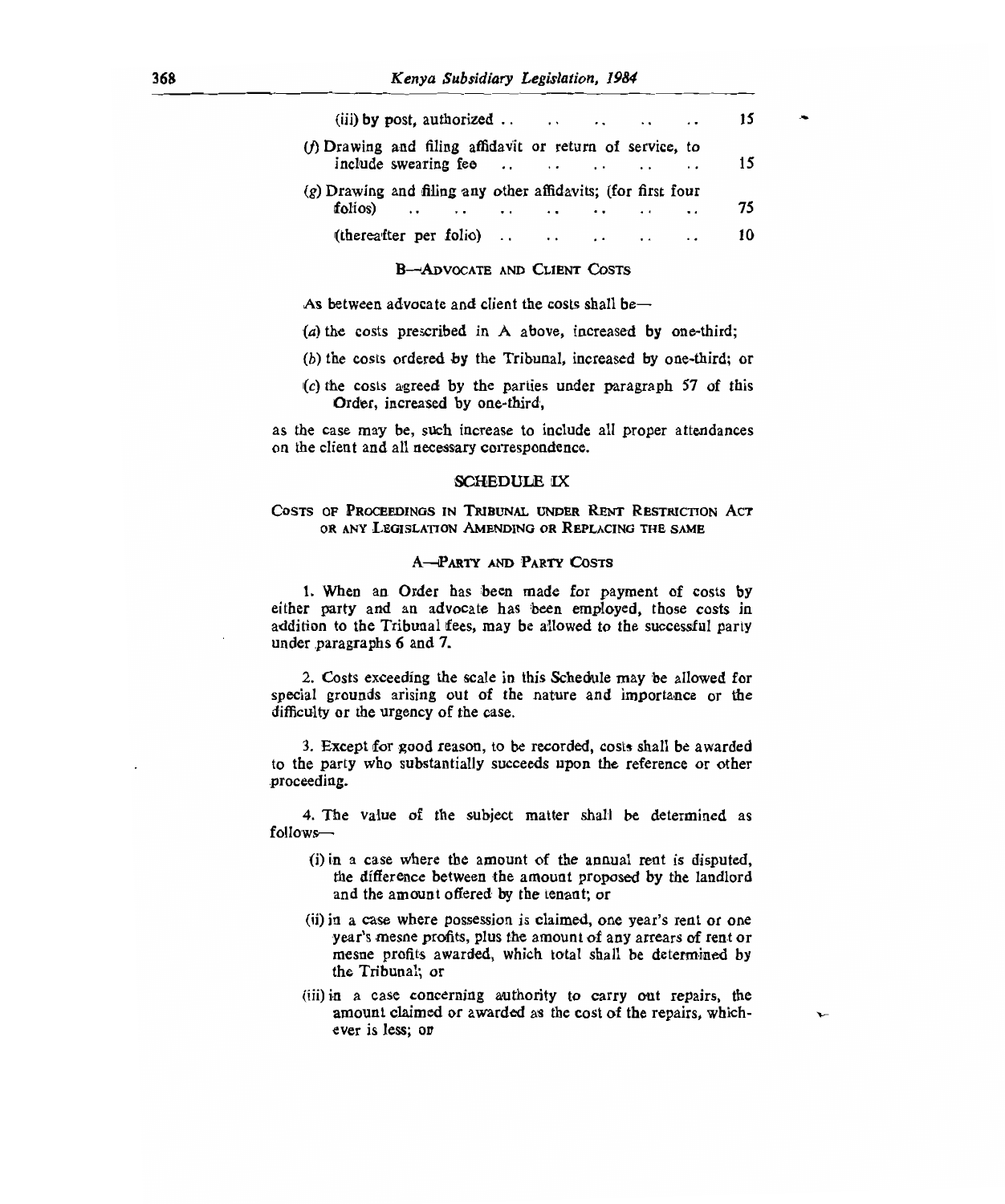| | |
|---|---|
| (iii) by post, authorized .. .. .. .. .. | 15 |
| (f) Drawing and filing affidavit or return of service, to include swearing fee .. .. .. .. .. | 15 |
| (g) Drawing and filing any other affidavits; (for first four folios) .. .. .. .. .. .. .. | 75 |
| (thereafter per folio) .. .. .. .. .. | 10 |

### B—Advocate and Client Costs

As between advocate and client the costs shall be—

(a) the costs prescribed in A above, increased by one-third;

(b) the costs ordered by the Tribunal, increased by one-third; or

(c) the costs agreed by the parties under paragraph 57 of this Order, increased by one-third,

as the case may be, such increase to include all proper attendances on the client and all necessary correspondence.

## SCHEDULE IX

### Costs of Proceedings in Tribunal under Rent Restriction Act or any Legislation Amending or Replacing the Same

### A—Party and Party Costs

1. When an Order has been made for payment of costs by either party and an advocate has been employed, those costs in addition to the Tribunal fees, may be allowed to the successful party under paragraphs 6 and 7.

2. Costs exceeding the scale in this Schedule may be allowed for special grounds arising out of the nature and importance or the difficulty or the urgency of the case.

3. Except for good reason, to be recorded, costs shall be awarded to the party who substantially succeeds upon the reference or other proceeding.

4. The value of the subject matter shall be determined as follows—

(i) in a case where the amount of the annual rent is disputed, the difference between the amount proposed by the landlord and the amount offered by the tenant; or

(ii) in a case where possession is claimed, one year's rent or one year's mesne profits, plus the amount of any arrears of rent or mesne profits awarded, which total shall be determined by the Tribunal; or

(iii) in a case concerning authority to carry out repairs, the amount claimed or awarded as the cost of the repairs, whichever is less; or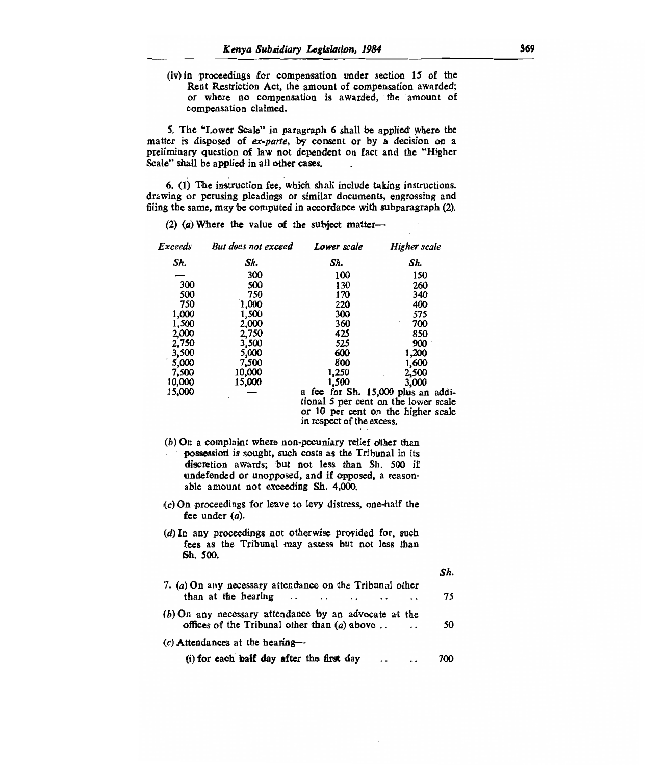(iv) in proceedings for compensation under section 15 of the Rent Restriction Act, the amount of compensation awarded; or where no compensation is awarded, the amount of compensation claimed.

5. The "Lower Scale" in paragraph 6 shall be applied where the matter is disposed of *ex-parte*, by consent or by a decision on a preliminary question of law not dependent on fact and the "Higher Scale" shall be applied in all other cases.

6. (1) The instruction fee, which shall include taking instructions. drawing or perusing pleadings or similar documents, engrossing and filing the same, may be computed in accordance with subparagraph (2).

(2) (*a*) Where the value of the subject matter—

| *Exceeds* | *But does not exceed* | *Lower scale* | *Higher scale* |
|---|---|---|---|
| *Sh.* | *Sh.* | *Sh.* | *Sh.* |
| — | 300 | 100 | 150 |
| 300 | 500 | 130 | 260 |
| 500 | 750 | 170 | 340 |
| 750 | 1,000 | 220 | 400 |
| 1,000 | 1,500 | 300 | 575 |
| 1,500 | 2,000 | 360 | 700 |
| 2,000 | 2,750 | 425 | 850 |
| 2,750 | 3,500 | 525 | 900 |
| 3,500 | 5,000 | 600 | 1,200 |
| 5,000 | 7,500 | 800 | 1,600 |
| 7,500 | 10,000 | 1,250 | 2,500 |
| 10,000 | 15,000 | 1,500 | 3,000 |
| 15,000 | — | a fee for Sh. 15,000 plus an additional 5 per cent on the lower scale or 10 per cent on the higher scale in respect of the excess. | |

(*b*) On a complaint where non-pecuniary relief other than possession is sought, such costs as the Tribunal in its discretion awards; but not less than Sh. 500 if undefended or unopposed, and if opposed, a reasonable amount not exceeding Sh. 4,000.

(*c*) On proceedings for leave to levy distress, one-half the fee under (*a*).

(*d*) In any proceedings not otherwise provided for, such fees as the Tribunal may assess but not less than Sh. 500.

| | *Sh.* |
|---|---|
| 7. (*a*) On any necessary attendance on the Tribunal other than at the hearing .. .. .. .. .. | 75 |
| (*b*) On any necessary attendance by an advocate at the offices of the Tribunal other than (*a*) above .. .. | 50 |
| (*c*) Attendances at the hearing— | |
| (i) for each half day after the first day .. .. | 700 |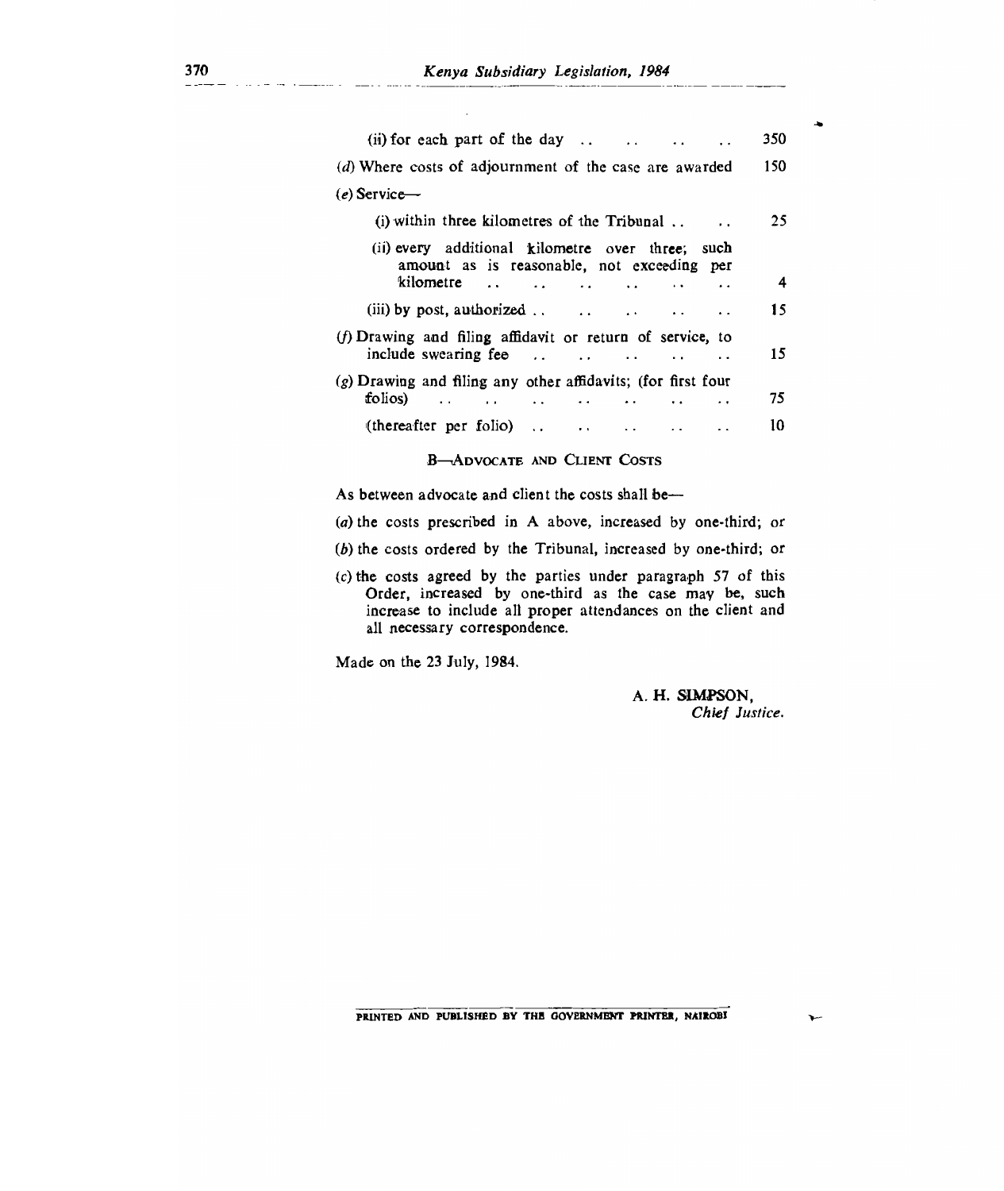| | |
|---|---|
| (ii) for each part of the day .. .. .. .. | 350 |
| (*d*) Where costs of adjournment of the case are awarded | 150 |
| (*e*) Service— | |
| (i) within three kilometres of the Tribunal .. .. | 25 |
| (ii) every additional kilometre over three; such amount as is reasonable, not exceeding per kilometre .. .. .. .. .. .. | 4 |
| (iii) by post, authorized .. .. .. .. .. | 15 |
| (*f*) Drawing and filing affidavit or return of service, to include swearing fee .. .. .. .. .. | 15 |
| (*g*) Drawing and filing any other affidavits; (for first four folios) .. .. .. .. .. .. .. | 75 |
| (thereafter per folio) .. .. .. .. .. | 10 |

B—Advocate and Client Costs

As between advocate and client the costs shall be—

(*a*) the costs prescribed in A above, increased by one-third; or

(*b*) the costs ordered by the Tribunal, increased by one-third; or

(*c*) the costs agreed by the parties under paragraph 57 of this Order, increased by one-third as the case may be, such increase to include all proper attendances on the client and all necessary correspondence.

Made on the 23 July, 1984.

A. H. SIMPSON,
*Chief Justice.*

PRINTED AND PUBLISHED BY THE GOVERNMENT PRINTER, NAIROBI